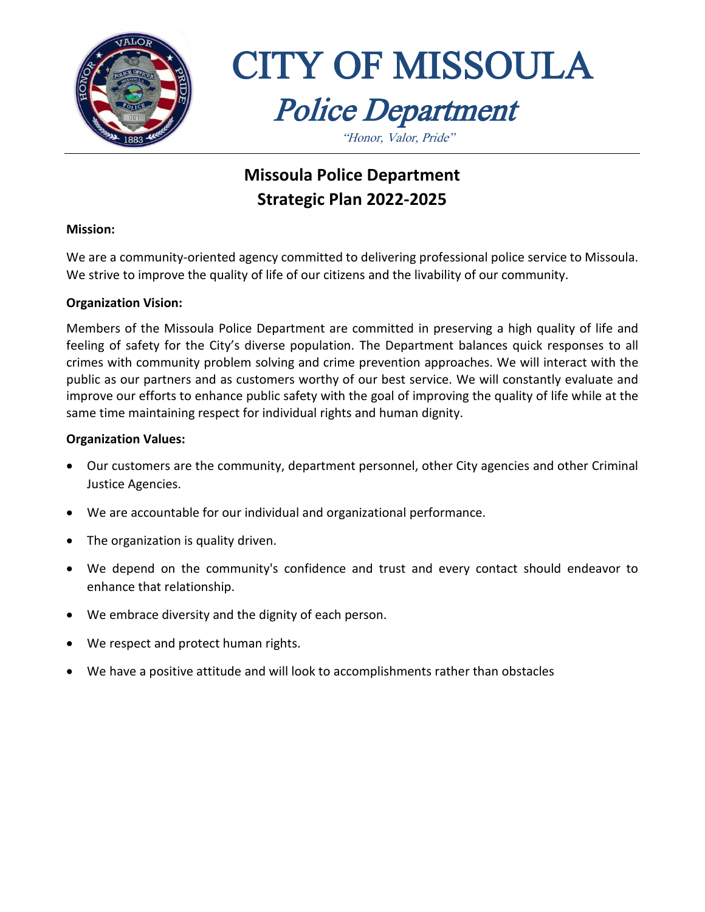# CITY OF MISSOULA

## *Police Department*

*"Honor, Valor, Pride"*

## Missoula Police Department Strategic Plan 2022-2025

**Mission:**

We are a community-oriented agency committed to delivering professional police service to Missoula. We strive to improve the quality of life of our citizens and the livability of our community.

**Organization Vision:**

Members of the Missoula Police Department are committed in preserving a high quality of life and feeling of safety for the City's diverse population. The Department balances quick responses to all crimes with community problem solving and crime prevention approaches. We will interact with the public as our partners and as customers worthy of our best service. We will constantly evaluate and improve our efforts to enhance public safety with the goal of improving the quality of life while at the same time maintaining respect for individual rights and human dignity.

**Organization Values:**

- Our customers are the community, department personnel, other City agencies and other Criminal Justice Agencies.
- We are accountable for our individual and organizational performance.
- The organization is quality driven.
- We depend on the community's confidence and trust and every contact should endeavor to enhance that relationship.
- We embrace diversity and the dignity of each person.
- We respect and protect human rights.
- We have a positive attitude and will look to accomplishments rather than obstacles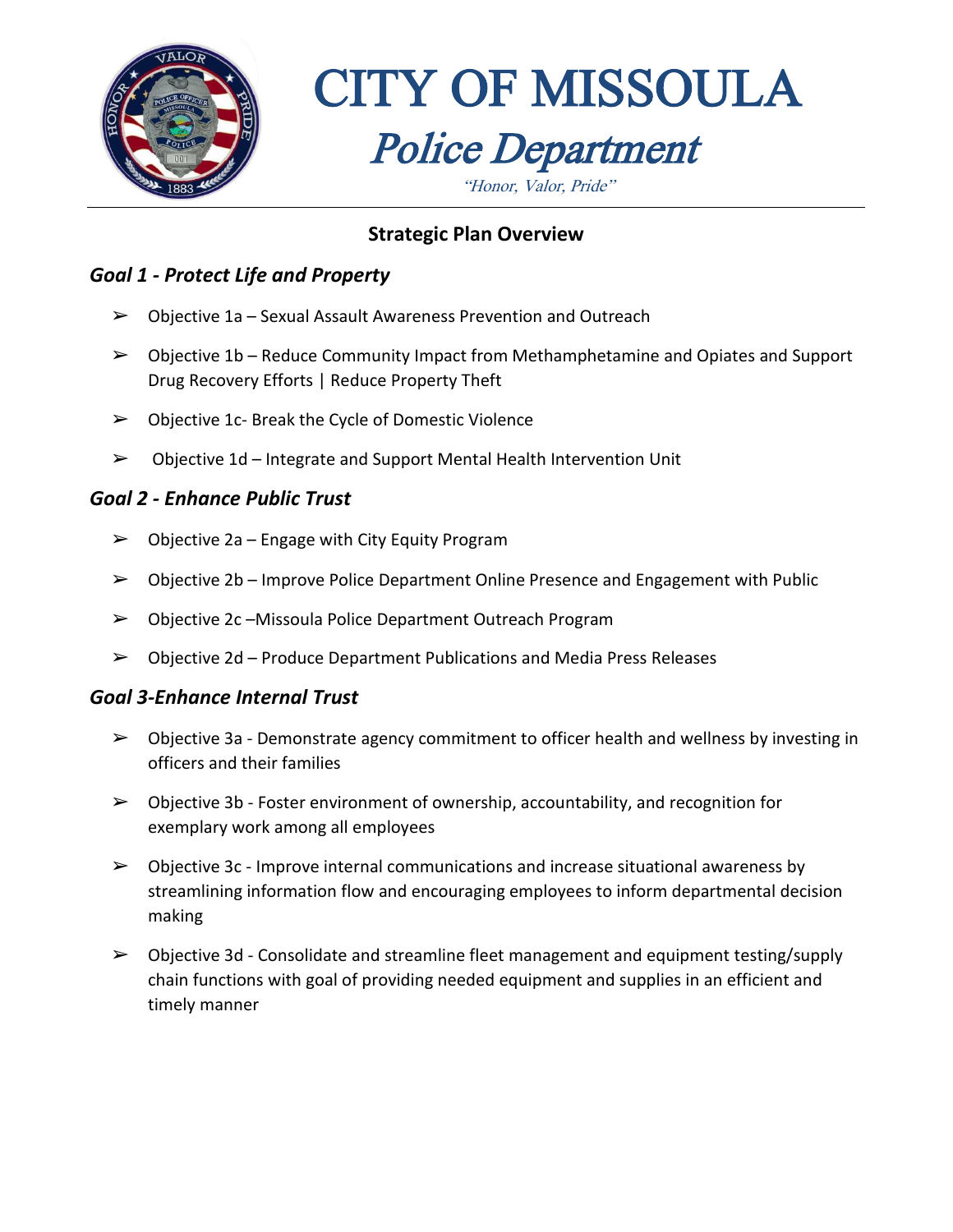# CITY OF MISSOULA

## *Police Department*

*"Honor, Valor, Pride"*

---

### Strategic Plan Overview

## *Goal 1 - Protect Life and Property*

- Objective 1a – Sexual Assault Awareness Prevention and Outreach
- Objective 1b – Reduce Community Impact from Methamphetamine and Opiates and Support Drug Recovery Efforts | Reduce Property Theft
- Objective 1c- Break the Cycle of Domestic Violence
- Objective 1d – Integrate and Support Mental Health Intervention Unit

## *Goal 2 - Enhance Public Trust*

- Objective 2a – Engage with City Equity Program
- Objective 2b – Improve Police Department Online Presence and Engagement with Public
- Objective 2c –Missoula Police Department Outreach Program
- Objective 2d – Produce Department Publications and Media Press Releases

## *Goal 3-Enhance Internal Trust*

- Objective 3a - Demonstrate agency commitment to officer health and wellness by investing in officers and their families
- Objective 3b - Foster environment of ownership, accountability, and recognition for exemplary work among all employees
- Objective 3c - Improve internal communications and increase situational awareness by streamlining information flow and encouraging employees to inform departmental decision making
- Objective 3d - Consolidate and streamline fleet management and equipment testing/supply chain functions with goal of providing needed equipment and supplies in an efficient and timely manner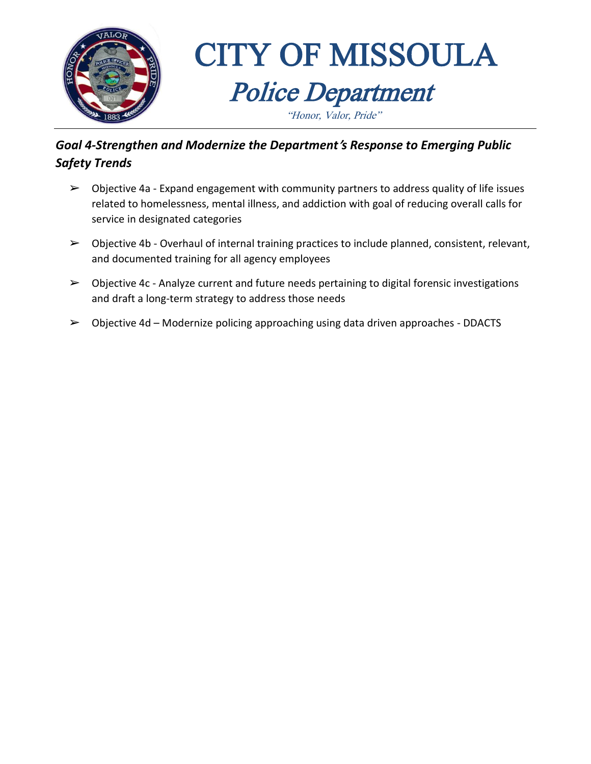## *Goal 4-Strengthen and Modernize the Department's Response to Emerging Public Safety Trends*

- Objective 4a - Expand engagement with community partners to address quality of life issues related to homelessness, mental illness, and addiction with goal of reducing overall calls for service in designated categories
- Objective 4b - Overhaul of internal training practices to include planned, consistent, relevant, and documented training for all agency employees
- Objective 4c - Analyze current and future needs pertaining to digital forensic investigations and draft a long-term strategy to address those needs
- Objective 4d – Modernize policing approaching using data driven approaches - DDACTS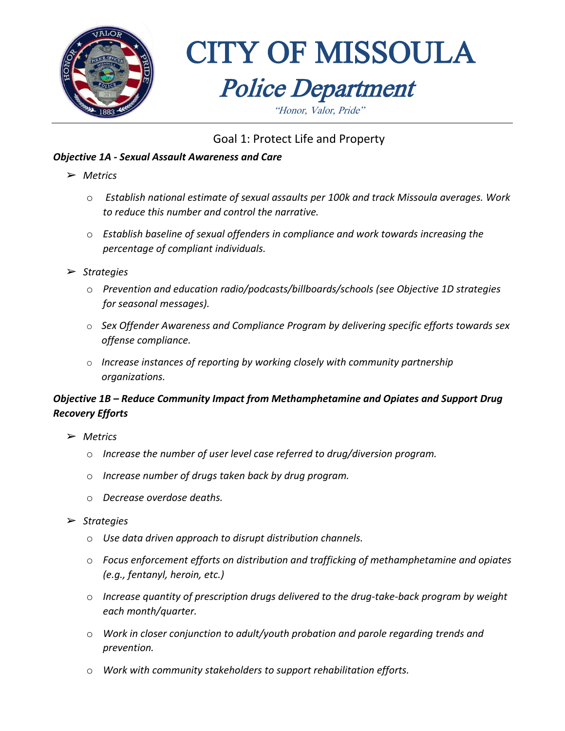# CITY OF MISSOULA

## *Police Department*

*"Honor, Valor, Pride"*

## Goal 1: Protect Life and Property

***Objective 1A - Sexual Assault Awareness and Care***

- *Metrics*
  - *Establish national estimate of sexual assaults per 100k and track Missoula averages. Work to reduce this number and control the narrative.*
  - *Establish baseline of sexual offenders in compliance and work towards increasing the percentage of compliant individuals.*
- *Strategies*
  - *Prevention and education radio/podcasts/billboards/schools (see Objective 1D strategies for seasonal messages).*
  - *Sex Offender Awareness and Compliance Program by delivering specific efforts towards sex offense compliance.*
  - *Increase instances of reporting by working closely with community partnership organizations.*

***Objective 1B – Reduce Community Impact from Methamphetamine and Opiates and Support Drug Recovery Efforts***

- *Metrics*
  - *Increase the number of user level case referred to drug/diversion program.*
  - *Increase number of drugs taken back by drug program.*
  - *Decrease overdose deaths.*
- *Strategies*
  - *Use data driven approach to disrupt distribution channels.*
  - *Focus enforcement efforts on distribution and trafficking of methamphetamine and opiates (e.g., fentanyl, heroin, etc.)*
  - *Increase quantity of prescription drugs delivered to the drug-take-back program by weight each month/quarter.*
  - *Work in closer conjunction to adult/youth probation and parole regarding trends and prevention.*
  - *Work with community stakeholders to support rehabilitation efforts.*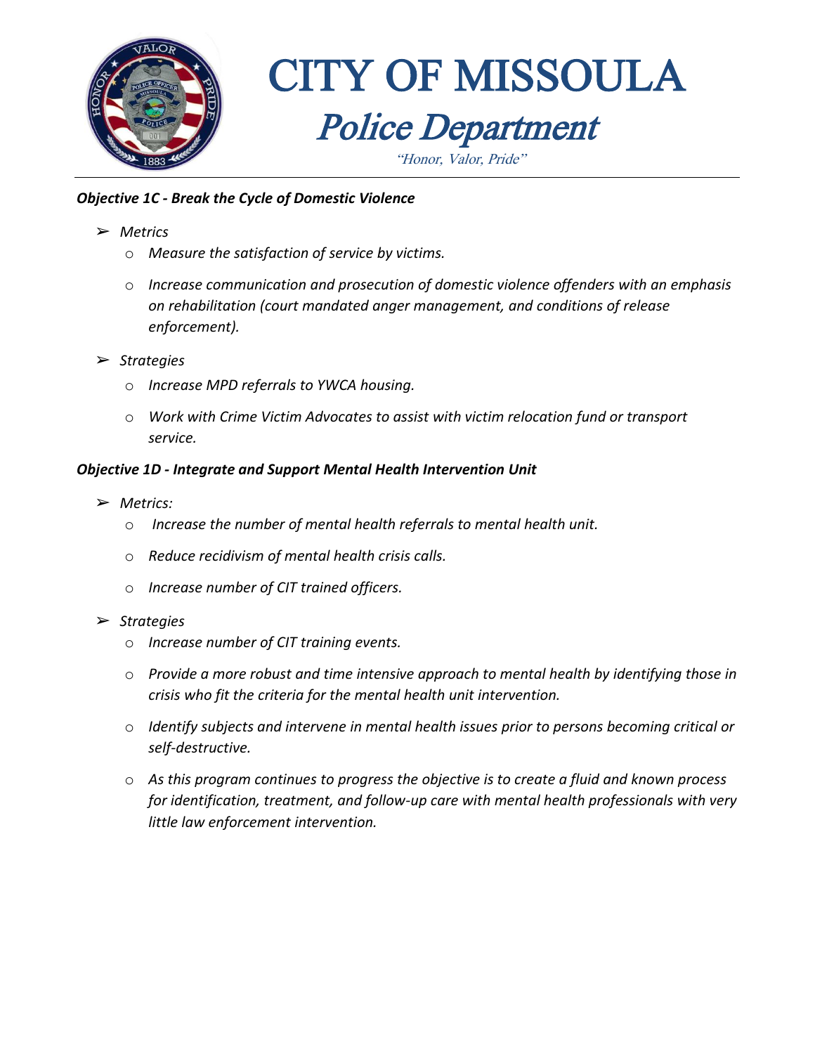***Objective 1C - Break the Cycle of Domestic Violence***

- *Metrics*
  - *Measure the satisfaction of service by victims.*
  - *Increase communication and prosecution of domestic violence offenders with an emphasis on rehabilitation (court mandated anger management, and conditions of release enforcement).*
- *Strategies*
  - *Increase MPD referrals to YWCA housing.*
  - *Work with Crime Victim Advocates to assist with victim relocation fund or transport service.*

***Objective 1D - Integrate and Support Mental Health Intervention Unit***

- *Metrics:*
  - *Increase the number of mental health referrals to mental health unit.*
  - *Reduce recidivism of mental health crisis calls.*
  - *Increase number of CIT trained officers.*
- *Strategies*
  - *Increase number of CIT training events.*
  - *Provide a more robust and time intensive approach to mental health by identifying those in crisis who fit the criteria for the mental health unit intervention.*
  - *Identify subjects and intervene in mental health issues prior to persons becoming critical or self-destructive.*
  - *As this program continues to progress the objective is to create a fluid and known process for identification, treatment, and follow-up care with mental health professionals with very little law enforcement intervention.*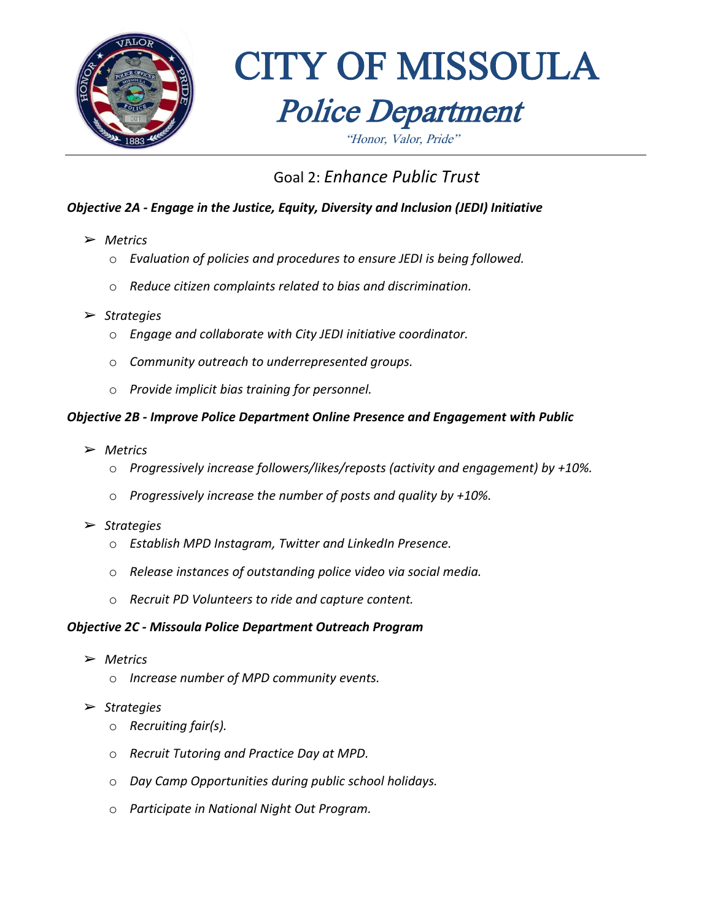# CITY OF MISSOULA

## *Police Department*

*"Honor, Valor, Pride"*

## Goal 2: *Enhance Public Trust*

***Objective 2A - Engage in the Justice, Equity, Diversity and Inclusion (JEDI) Initiative***

- *Metrics*
  - *Evaluation of policies and procedures to ensure JEDI is being followed.*
  - *Reduce citizen complaints related to bias and discrimination.*
- *Strategies*
  - *Engage and collaborate with City JEDI initiative coordinator.*
  - *Community outreach to underrepresented groups.*
  - *Provide implicit bias training for personnel.*

***Objective 2B - Improve Police Department Online Presence and Engagement with Public***

- *Metrics*
  - *Progressively increase followers/likes/reposts (activity and engagement) by +10%.*
  - *Progressively increase the number of posts and quality by +10%.*
- *Strategies*
  - *Establish MPD Instagram, Twitter and LinkedIn Presence.*
  - *Release instances of outstanding police video via social media.*
  - *Recruit PD Volunteers to ride and capture content.*

***Objective 2C - Missoula Police Department Outreach Program***

- *Metrics*
  - *Increase number of MPD community events.*
- *Strategies*
  - *Recruiting fair(s).*
  - *Recruit Tutoring and Practice Day at MPD.*
  - *Day Camp Opportunities during public school holidays.*
  - *Participate in National Night Out Program.*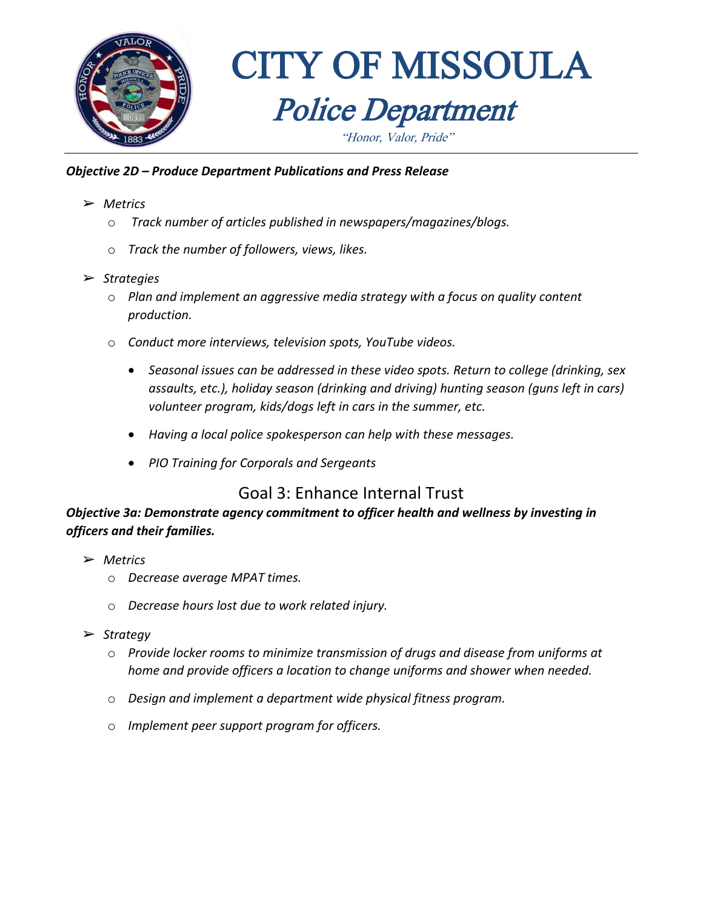***Objective 2D – Produce Department Publications and Press Release***

- *Metrics*
  - *Track number of articles published in newspapers/magazines/blogs.*
  - *Track the number of followers, views, likes.*
- *Strategies*
  - *Plan and implement an aggressive media strategy with a focus on quality content production.*
  - *Conduct more interviews, television spots, YouTube videos.*
    - *Seasonal issues can be addressed in these video spots. Return to college (drinking, sex assaults, etc.), holiday season (drinking and driving) hunting season (guns left in cars) volunteer program, kids/dogs left in cars in the summer, etc.*
    - *Having a local police spokesperson can help with these messages.*
    - *PIO Training for Corporals and Sergeants*

## Goal 3: Enhance Internal Trust

***Objective 3a: Demonstrate agency commitment to officer health and wellness by investing in officers and their families.***

- *Metrics*
  - *Decrease average MPAT times.*
  - *Decrease hours lost due to work related injury.*
- *Strategy*
  - *Provide locker rooms to minimize transmission of drugs and disease from uniforms at home and provide officers a location to change uniforms and shower when needed.*
  - *Design and implement a department wide physical fitness program.*
  - *Implement peer support program for officers.*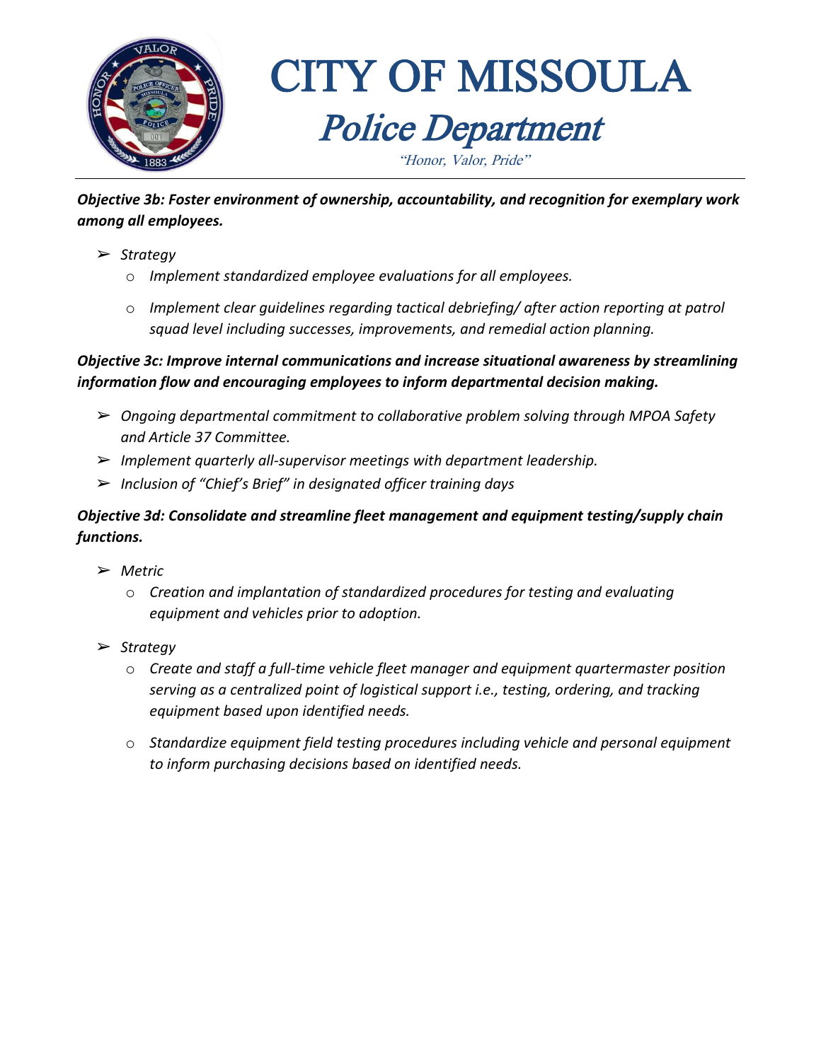***Objective 3b: Foster environment of ownership, accountability, and recognition for exemplary work among all employees.***

- *Strategy*
  - *Implement standardized employee evaluations for all employees.*
  - *Implement clear guidelines regarding tactical debriefing/ after action reporting at patrol squad level including successes, improvements, and remedial action planning.*

***Objective 3c: Improve internal communications and increase situational awareness by streamlining information flow and encouraging employees to inform departmental decision making.***

- *Ongoing departmental commitment to collaborative problem solving through MPOA Safety and Article 37 Committee.*
- *Implement quarterly all-supervisor meetings with department leadership.*
- *Inclusion of "Chief's Brief" in designated officer training days*

***Objective 3d: Consolidate and streamline fleet management and equipment testing/supply chain functions.***

- *Metric*
  - *Creation and implantation of standardized procedures for testing and evaluating equipment and vehicles prior to adoption.*
- *Strategy*
  - *Create and staff a full-time vehicle fleet manager and equipment quartermaster position serving as a centralized point of logistical support i.e., testing, ordering, and tracking equipment based upon identified needs.*
  - *Standardize equipment field testing procedures including vehicle and personal equipment to inform purchasing decisions based on identified needs.*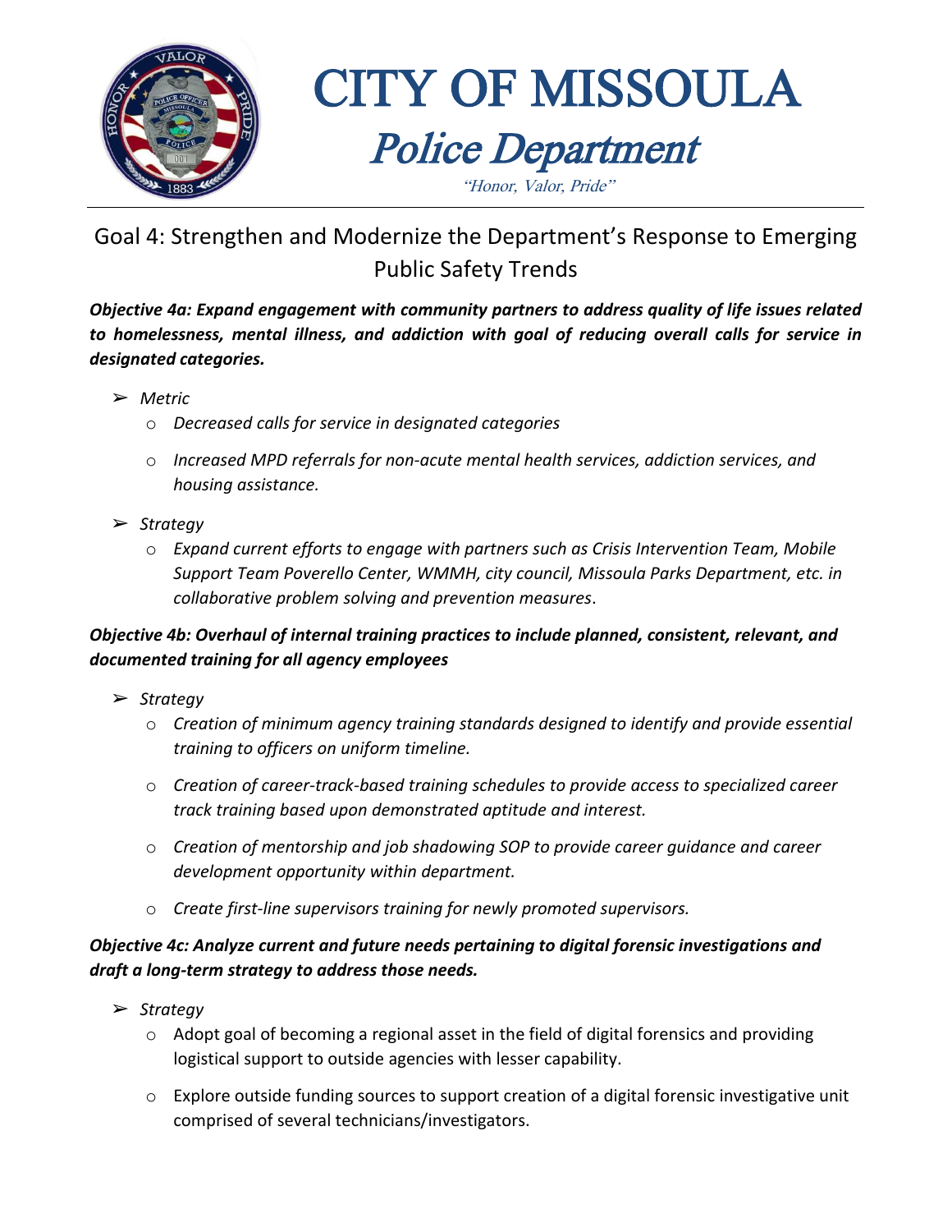# CITY OF MISSOULA

## *Police Department*

*"Honor, Valor, Pride"*

## Goal 4: Strengthen and Modernize the Department's Response to Emerging Public Safety Trends

***Objective 4a: Expand engagement with community partners to address quality of life issues related to homelessness, mental illness, and addiction with goal of reducing overall calls for service in designated categories.***

- *Metric*
  - *Decreased calls for service in designated categories*
  - *Increased MPD referrals for non-acute mental health services, addiction services, and housing assistance.*
- *Strategy*
  - *Expand current efforts to engage with partners such as Crisis Intervention Team, Mobile Support Team Poverello Center, WMMH, city council, Missoula Parks Department, etc. in collaborative problem solving and prevention measures*.

***Objective 4b: Overhaul of internal training practices to include planned, consistent, relevant, and documented training for all agency employees***

- *Strategy*
  - *Creation of minimum agency training standards designed to identify and provide essential training to officers on uniform timeline.*
  - *Creation of career-track-based training schedules to provide access to specialized career track training based upon demonstrated aptitude and interest.*
  - *Creation of mentorship and job shadowing SOP to provide career guidance and career development opportunity within department.*
  - *Create first-line supervisors training for newly promoted supervisors.*

***Objective 4c: Analyze current and future needs pertaining to digital forensic investigations and draft a long-term strategy to address those needs.***

- *Strategy*
  - Adopt goal of becoming a regional asset in the field of digital forensics and providing logistical support to outside agencies with lesser capability.
  - Explore outside funding sources to support creation of a digital forensic investigative unit comprised of several technicians/investigators.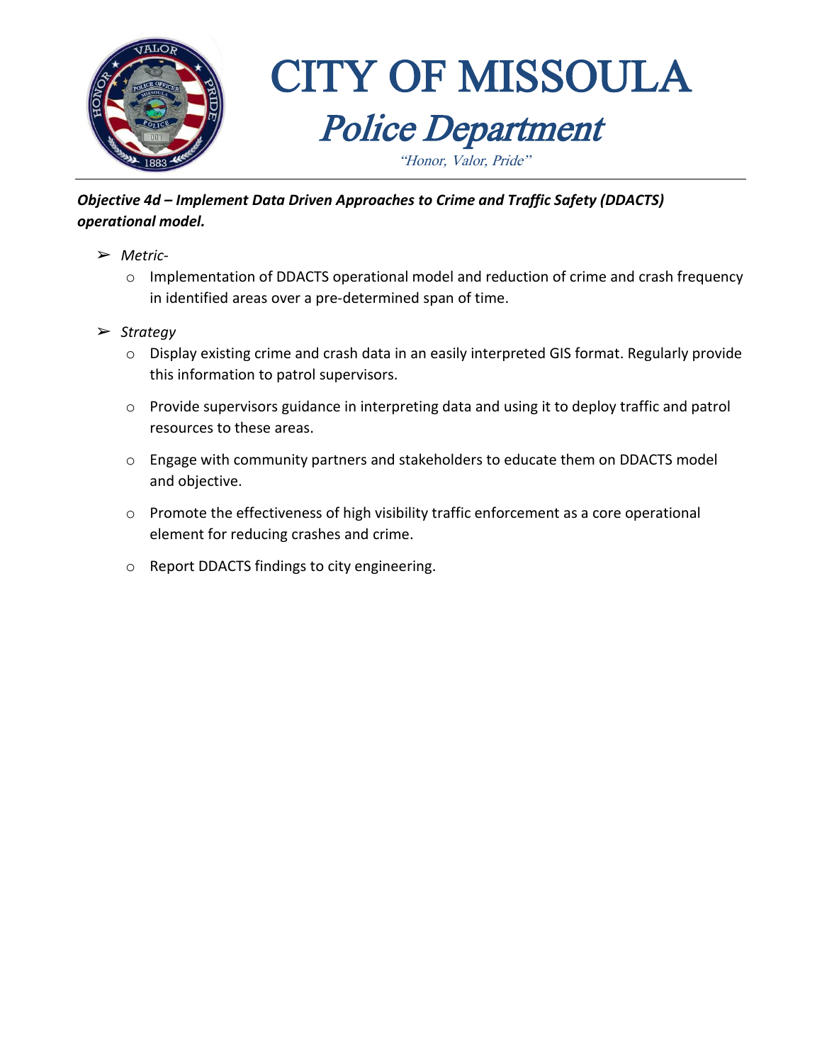***Objective 4d – Implement Data Driven Approaches to Crime and Traffic Safety (DDACTS) operational model.***

- *Metric-*
  - Implementation of DDACTS operational model and reduction of crime and crash frequency in identified areas over a pre-determined span of time.
- *Strategy*
  - Display existing crime and crash data in an easily interpreted GIS format. Regularly provide this information to patrol supervisors.
  - Provide supervisors guidance in interpreting data and using it to deploy traffic and patrol resources to these areas.
  - Engage with community partners and stakeholders to educate them on DDACTS model and objective.
  - Promote the effectiveness of high visibility traffic enforcement as a core operational element for reducing crashes and crime.
  - Report DDACTS findings to city engineering.